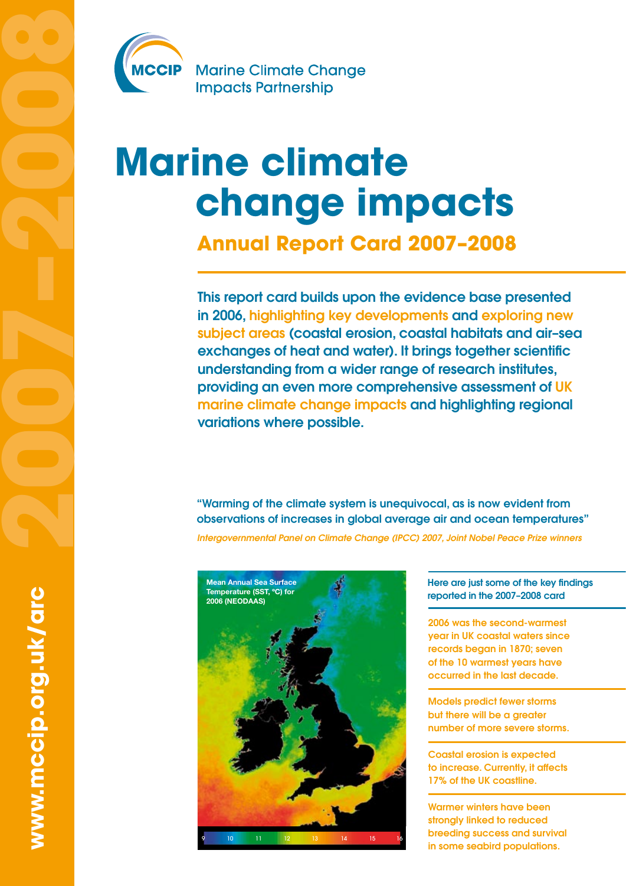MCCIP Marine Climate Change Impacts Partnership

# Marine climate change impacts

## Annual Report Card 2007–2008

**This report card builds upon the evidence base presented in 2006, highlighting key developments and exploring new subject areas (coastal erosion, coastal habitats and air–sea exchanges of heat and water). It brings together scientific understanding from a wider range of research institutes, providing an even more comprehensive assessment of UK marine climate change impacts and highlighting regional variations where possible.**

"Warming of the climate system is unequivocal, as is now evident from observations of increases in global average air and ocean temperatures"

*Intergovernmental Panel on Climate Change (IPCC) 2007, Joint Nobel Peace Prize winners*

Mean Annual Sea Surface Temperature (SST, °C) for 2006 (NEODAAS)

9 10 11 12 13 14 15 16

Here are just some of the key findings reported in the 2007–2008 card

- 2006 was the second-warmest year in UK coastal waters since records began in 1870; seven of the 10 warmest years have occurred in the last decade.
- Models predict fewer storms but there will be a greater number of more severe storms.
- Coastal erosion is expected to increase. Currently, it affects 17% of the UK coastline.
- Warmer winters have been strongly linked to reduced breeding success and survival in some seabird populations.

www.mccip.org.uk/arc

2007–2008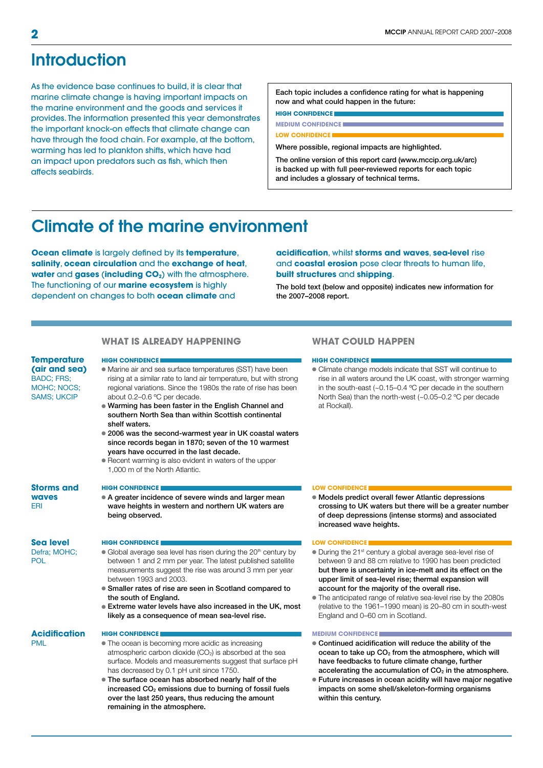# Introduction

As the evidence base continues to build, it is clear that marine climate change is having important impacts on the marine environment and the goods and services it provides. The information presented this year demonstrates the important knock-on effects that climate change can have through the food chain. For example, at the bottom, warming has led to plankton shifts, which have had an impact upon predators such as fish, which then affects seabirds.

Each topic includes a confidence rating for what is happening now and what could happen in the future:

**HIGH CONFIDENCE**

**MEDIUM CONFIDENCE**

**LOW CONFIDENCE**

Where possible, regional impacts are highlighted.

The online version of this report card (www.mccip.org.uk/arc) is backed up with full peer-reviewed reports for each topic and includes a glossary of technical terms.

# Climate of the marine environment

**Ocean climate** is largely defined by its **temperature**, **salinity**, **ocean circulation** and the **exchange of heat**, **water** and **gases (including $CO_2$)** with the atmosphere. The functioning of our **marine ecosystem** is highly dependent on changes to both **ocean climate** and **acidification**, whilst **storms and waves**, **sea-level** rise and **coastal erosion** pose clear threats to human life, **built structures** and **shipping**.

The bold text (below and opposite) indicates new information for the 2007–2008 report.

## Temperature (air and sea)

BADC; FRS; MOHC; NOCS; SAMS; UKCIP

### What is already happening

HIGH CONFIDENCE

- Marine air and sea surface temperatures (SST) have been rising at a similar rate to land air temperature, but with strong regional variations. Since the 1980s the rate of rise has been about 0.2–0.6 ºC per decade.
- **Warming has been faster in the English Channel and southern North Sea than within Scottish continental shelf waters.**
- **2006 was the second-warmest year in UK coastal waters since records began in 1870; seven of the 10 warmest years have occurred in the last decade.**
- Recent warming is also evident in waters of the upper 1,000 m of the North Atlantic.

### What could happen

HIGH CONFIDENCE

- Climate change models indicate that SST will continue to rise in all waters around the UK coast, with stronger warming in the south-east (~0.15–0.4 ºC per decade in the southern North Sea) than the north-west (~0.05–0.2 ºC per decade at Rockall).

## Storms and waves

ERI

### What is already happening

HIGH CONFIDENCE

- **A greater incidence of severe winds and larger mean wave heights in western and northern UK waters are being observed.**

### What could happen

LOW CONFIDENCE

- **Models predict overall fewer Atlantic depressions crossing to UK waters but there will be a greater number of deep depressions (intense storms) and associated increased wave heights.**

## Sea level

Defra; MOHC; POL

### What is already happening

HIGH CONFIDENCE

- Global average sea level has risen during the 20th century by between 1 and 2 mm per year. The latest published satellite measurements suggest the rise was around 3 mm per year between 1993 and 2003.
- **Smaller rates of rise are seen in Scotland compared to the south of England.**
- **Extreme water levels have also increased in the UK, most likely as a consequence of mean sea-level rise.**

### What could happen

LOW CONFIDENCE

- During the 21st century a global average sea-level rise of between 9 and 88 cm relative to 1990 has been predicted **but there is uncertainty in ice-melt and its effect on the upper limit of sea-level rise; thermal expansion will account for the majority of the overall rise.**
- The anticipated range of relative sea-level rise by the 2080s (relative to the 1961–1990 mean) is 20–80 cm in south-west England and 0–60 cm in Scotland.

## Acidification

PML

### What is already happening

HIGH CONFIDENCE

- The ocean is becoming more acidic as increasing atmospheric carbon dioxide ($CO_2$) is absorbed at the sea surface. Models and measurements suggest that surface pH has decreased by 0.1 pH unit since 1750.
- **The surface ocean has absorbed nearly half of the increased $CO_2$ emissions due to burning of fossil fuels over the last 250 years, thus reducing the amount remaining in the atmosphere.**

### What could happen

MEDIUM CONFIDENCE

- **Continued acidification will reduce the ability of the ocean to take up $CO_2$ from the atmosphere, which will have feedbacks to future climate change, further accelerating the accumulation of $CO_2$ in the atmosphere.**
- **Future increases in ocean acidity will have major negative impacts on some shell/skeleton-forming organisms within this century.**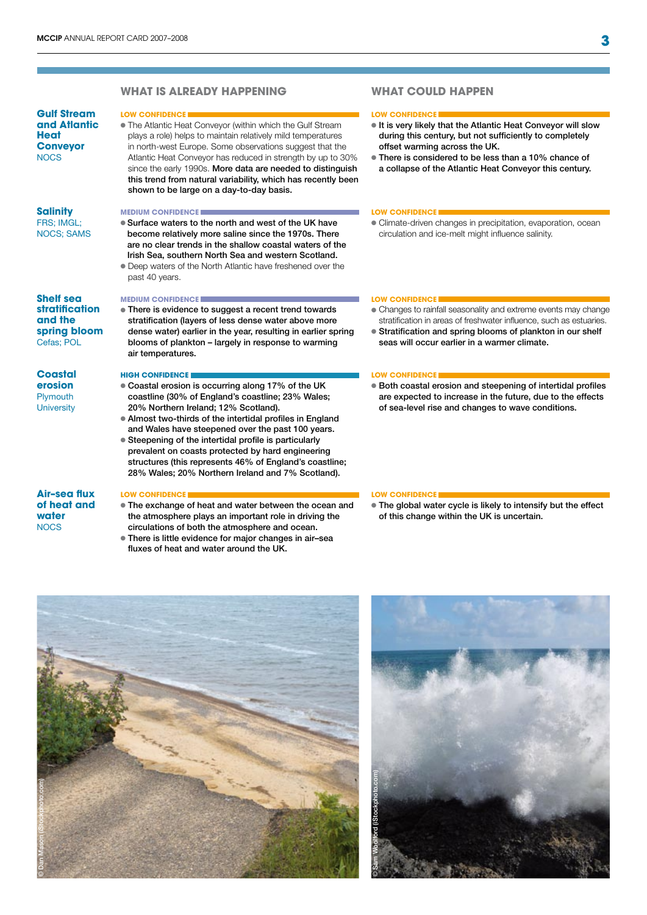| | WHAT IS ALREADY HAPPENING | WHAT COULD HAPPEN |
|---|---|---|
| **Gulf Stream and Atlantic Heat Conveyor** NOCS | **LOW CONFIDENCE** • The Atlantic Heat Conveyor (within which the Gulf Stream plays a role) helps to maintain relatively mild temperatures in north-west Europe. Some observations suggest that the Atlantic Heat Conveyor has reduced in strength by up to 30% since the early 1990s. **More data are needed to distinguish this trend from natural variability, which has recently been shown to be large on a day-to-day basis.** | **LOW CONFIDENCE** • **It is very likely that the Atlantic Heat Conveyor will slow during this century, but not sufficiently to completely offset warming across the UK.** • **There is considered to be less than a 10% chance of a collapse of the Atlantic Heat Conveyor this century.** |
| **Salinity** FRS; IMGL; NOCS; SAMS | **MEDIUM CONFIDENCE** • **Surface waters to the north and west of the UK have become relatively more saline since the 1970s. There are no clear trends in the shallow coastal waters of the Irish Sea, southern North Sea and western Scotland.** • Deep waters of the North Atlantic have freshened over the past 40 years. | **LOW CONFIDENCE** • Climate-driven changes in precipitation, evaporation, ocean circulation and ice-melt might influence salinity. |
| **Shelf sea stratification and the spring bloom** Cefas; POL | **MEDIUM CONFIDENCE** • **There is evidence to suggest a recent trend towards stratification (layers of less dense water above more dense water) earlier in the year, resulting in earlier spring blooms of plankton – largely in response to warming air temperatures.** | **LOW CONFIDENCE** • Changes to rainfall seasonality and extreme events may change stratification in areas of freshwater influence, such as estuaries. • **Stratification and spring blooms of plankton in our shelf seas will occur earlier in a warmer climate.** |
| **Coastal erosion** Plymouth University | **HIGH CONFIDENCE** • **Coastal erosion is occurring along 17% of the UK coastline (30% of England's coastline; 23% Wales; 20% Northern Ireland; 12% Scotland).** • **Almost two-thirds of the intertidal profiles in England and Wales have steepened over the past 100 years.** • **Steepening of the intertidal profile is particularly prevalent on coasts protected by hard engineering structures (this represents 46% of England's coastline; 28% Wales; 20% Northern Ireland and 7% Scotland).** | **LOW CONFIDENCE** • **Both coastal erosion and steepening of intertidal profiles are expected to increase in the future, due to the effects of sea-level rise and changes to wave conditions.** |
| **Air-sea flux of heat and water** NOCS | **LOW CONFIDENCE** • **The exchange of heat and water between the ocean and the atmosphere plays an important role in driving the circulations of both the atmosphere and ocean.** • **There is little evidence for major changes in air–sea fluxes of heat and water around the UK.** | **LOW CONFIDENCE** • **The global water cycle is likely to intensify but the effect of this change within the UK is uncertain.** |

© Dan Mason (iStockphoto.com)

© Sam Woolford (iStockphoto.com)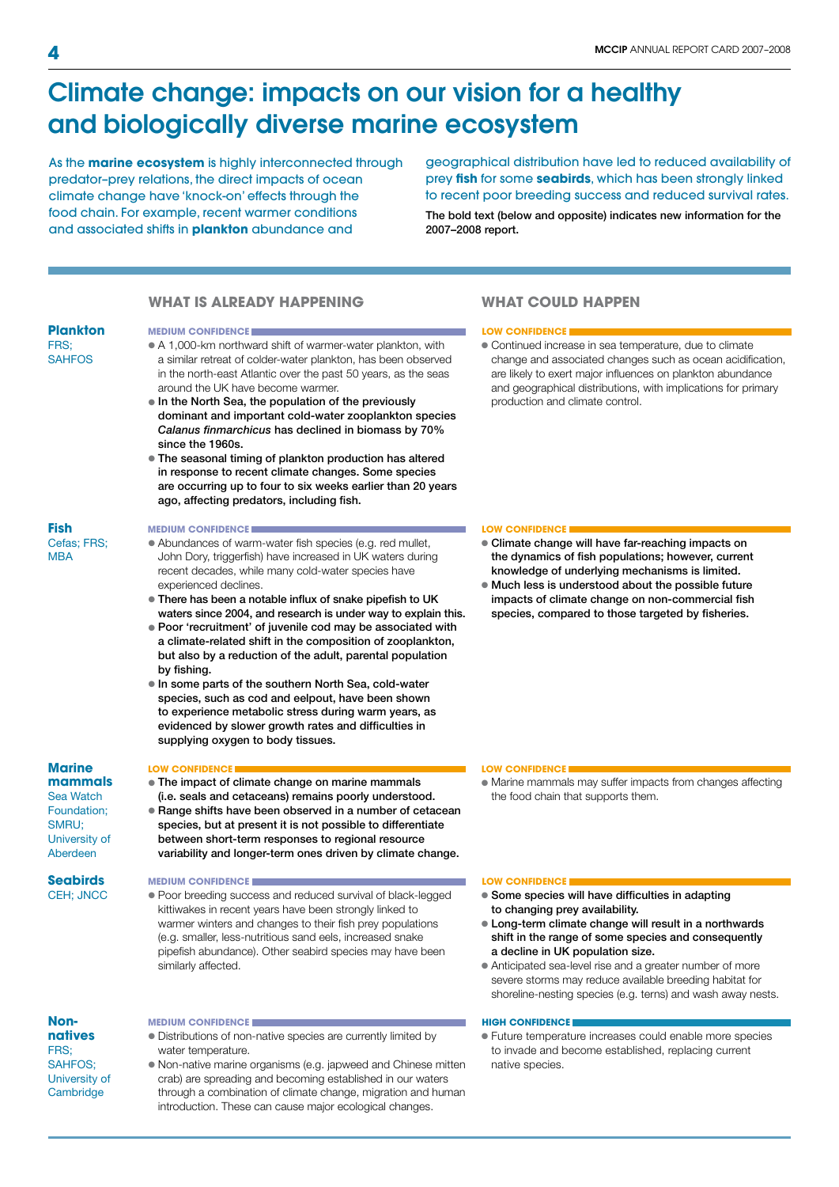# Climate change: impacts on our vision for a healthy and biologically diverse marine ecosystem

As the **marine ecosystem** is highly interconnected through predator–prey relations, the direct impacts of ocean climate change have 'knock-on' effects through the food chain. For example, recent warmer conditions and associated shifts in **plankton** abundance and geographical distribution have led to reduced availability of prey **fish** for some **seabirds**, which has been strongly linked to recent poor breeding success and reduced survival rates.

The bold text (below and opposite) indicates new information for the 2007–2008 report.

| | WHAT IS ALREADY HAPPENING | WHAT COULD HAPPEN |
|---|---|---|
| **Plankton**<br>FRS; SAHFOS | MEDIUM CONFIDENCE<br>• A 1,000-km northward shift of warmer-water plankton, with a similar retreat of colder-water plankton, has been observed in the north-east Atlantic over the past 50 years, as the seas around the UK have become warmer.<br>• **In the North Sea, the population of the previously dominant and important cold-water zooplankton species *Calanus finmarchicus* has declined in biomass by 70% since the 1960s.**<br>• **The seasonal timing of plankton production has altered in response to recent climate changes. Some species are occurring up to four to six weeks earlier than 20 years ago, affecting predators, including fish.** | LOW CONFIDENCE<br>• Continued increase in sea temperature, due to climate change and associated changes such as ocean acidification, are likely to exert major influences on plankton abundance and geographical distributions, with implications for primary production and climate control. |
| **Fish**<br>Cefas; FRS; MBA | MEDIUM CONFIDENCE<br>• Abundances of warm-water fish species (e.g. red mullet, John Dory, triggerfish) have increased in UK waters during recent decades, while many cold-water species have experienced declines.<br>• **There has been a notable influx of snake pipefish to UK waters since 2004, and research is under way to explain this.**<br>• **Poor 'recruitment' of juvenile cod may be associated with a climate-related shift in the composition of zooplankton, but also by a reduction of the adult, parental population by fishing.**<br>• **In some parts of the southern North Sea, cold-water species, such as cod and eelpout, have been shown to experience metabolic stress during warm years, as evidenced by slower growth rates and difficulties in supplying oxygen to body tissues.** | LOW CONFIDENCE<br>• **Climate change will have far-reaching impacts on the dynamics of fish populations; however, current knowledge of underlying mechanisms is limited.**<br>• **Much less is understood about the possible future impacts of climate change on non-commercial fish species, compared to those targeted by fisheries.** |
| **Marine mammals**<br>Sea Watch Foundation; SMRU; University of Aberdeen | LOW CONFIDENCE<br>• **The impact of climate change on marine mammals (i.e. seals and cetaceans) remains poorly understood.**<br>• **Range shifts have been observed in a number of cetacean species, but at present it is not possible to differentiate between short-term responses to regional resource variability and longer-term ones driven by climate change.** | LOW CONFIDENCE<br>• Marine mammals may suffer impacts from changes affecting the food chain that supports them. |
| **Seabirds**<br>CEH; JNCC | MEDIUM CONFIDENCE<br>• Poor breeding success and reduced survival of black-legged kittiwakes in recent years have been strongly linked to warmer winters and changes to their fish prey populations (e.g. smaller, less-nutritious sand eels, increased snake pipefish abundance). Other seabird species may have been similarly affected. | LOW CONFIDENCE<br>• **Some species will have difficulties in adapting to changing prey availability.**<br>• **Long-term climate change will result in a northwards shift in the range of some species and consequently a decline in UK population size.**<br>• Anticipated sea-level rise and a greater number of more severe storms may reduce available breeding habitat for shoreline-nesting species (e.g. terns) and wash away nests. |
| **Non-natives**<br>FRS; SAHFOS; University of Cambridge | MEDIUM CONFIDENCE<br>• Distributions of non-native species are currently limited by water temperature.<br>• Non-native marine organisms (e.g. japweed and Chinese mitten crab) are spreading and becoming established in our waters through a combination of climate change, migration and human introduction. These can cause major ecological changes. | HIGH CONFIDENCE<br>• Future temperature increases could enable more species to invade and become established, replacing current native species. |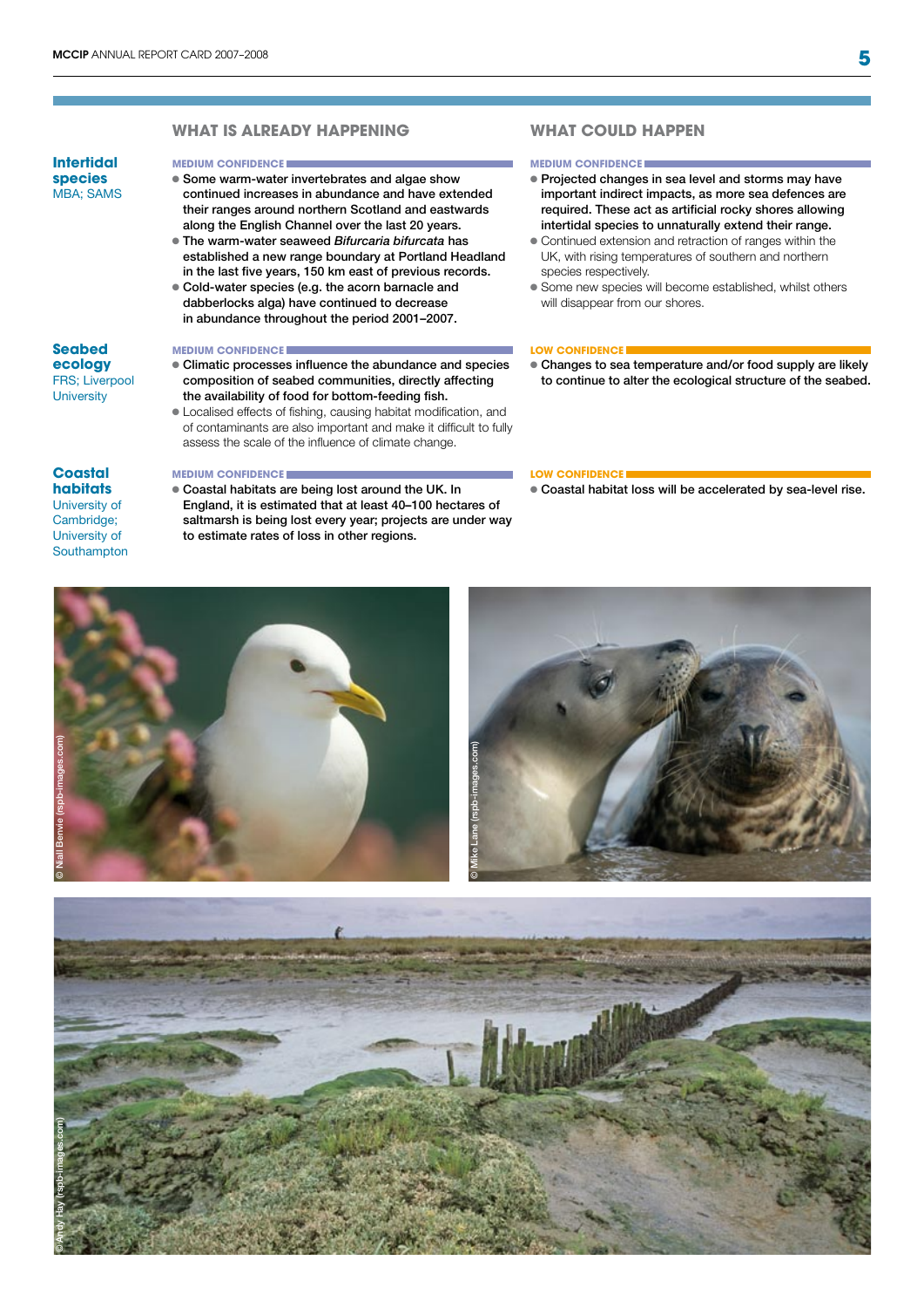| | WHAT IS ALREADY HAPPENING | WHAT COULD HAPPEN |
|---|---|---|
| **Intertidal species** MBA; SAMS | MEDIUM CONFIDENCE<br>• Some warm-water invertebrates and algae show continued increases in abundance and have extended their ranges around northern Scotland and eastwards along the English Channel over the last 20 years.<br>• The warm-water seaweed *Bifurcaria bifurcata* has established a new range boundary at Portland Headland in the last five years, 150 km east of previous records.<br>• Cold-water species (e.g. the acorn barnacle and dabberlocks alga) have continued to decrease in abundance throughout the period 2001–2007. | MEDIUM CONFIDENCE<br>• Projected changes in sea level and storms may have important indirect impacts, as more sea defences are required. These act as artificial rocky shores allowing intertidal species to unnaturally extend their range.<br>• Continued extension and retraction of ranges within the UK, with rising temperatures of southern and northern species respectively.<br>• Some new species will become established, whilst others will disappear from our shores. |
| **Seabed ecology** FRS; Liverpool University | MEDIUM CONFIDENCE<br>• Climatic processes influence the abundance and species composition of seabed communities, directly affecting the availability of food for bottom-feeding fish.<br>• Localised effects of fishing, causing habitat modification, and of contaminants are also important and make it difficult to fully assess the scale of the influence of climate change. | LOW CONFIDENCE<br>• Changes to sea temperature and/or food supply are likely to continue to alter the ecological structure of the seabed. |
| **Coastal habitats** University of Cambridge; University of Southampton | MEDIUM CONFIDENCE<br>• Coastal habitats are being lost around the UK. In England, it is estimated that at least 40–100 hectares of saltmarsh is being lost every year; projects are under way to estimate rates of loss in other regions. | LOW CONFIDENCE<br>• Coastal habitat loss will be accelerated by sea-level rise. |

© Niall Benvie (rspb-images.com)

© Mike Lane (rspb-images.com)

© Andy Hay (rspb-images.com)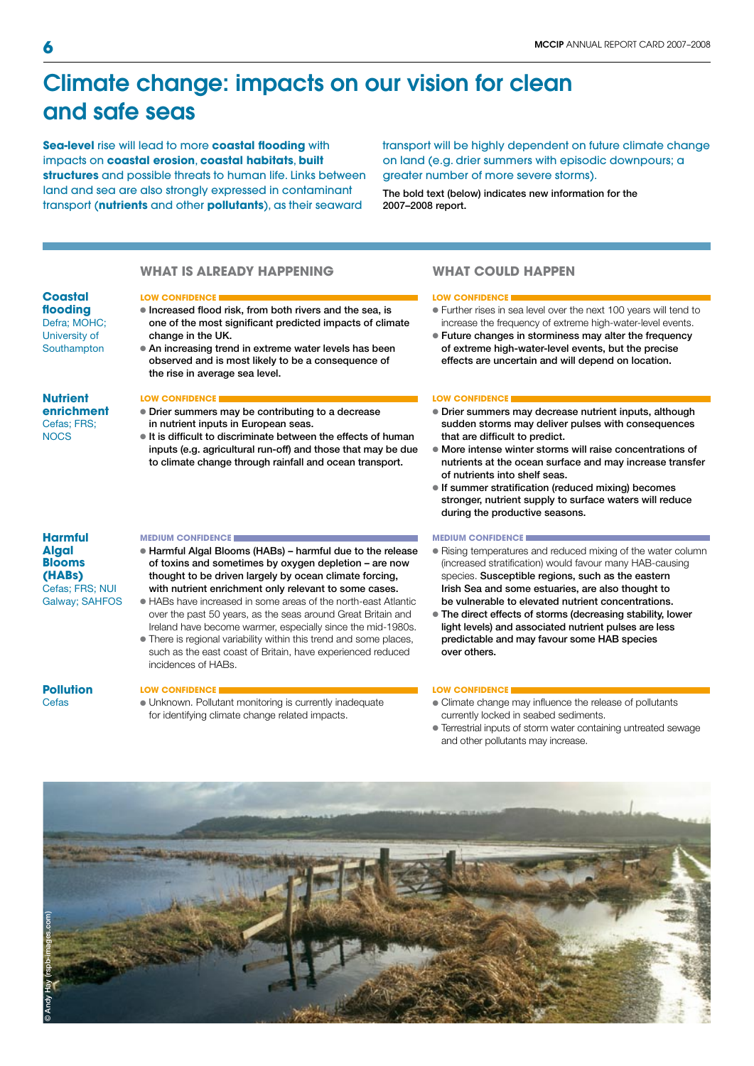# Climate change: impacts on our vision for clean and safe seas

**Sea-level** rise will lead to more **coastal flooding** with impacts on **coastal erosion**, **coastal habitats**, **built structures** and possible threats to human life. Links between land and sea are also strongly expressed in contaminant transport (**nutrients** and other **pollutants**), as their seaward transport will be highly dependent on future climate change on land (e.g. drier summers with episodic downpours; a greater number of more severe storms).

The bold text (below) indicates new information for the 2007–2008 report.

| | WHAT IS ALREADY HAPPENING | WHAT COULD HAPPEN |
|---|---|---|
| **Coastal flooding** Defra; MOHC; University of Southampton | LOW CONFIDENCE<br>• **Increased flood risk, from both rivers and the sea, is one of the most significant predicted impacts of climate change in the UK.**<br>• **An increasing trend in extreme water levels has been observed and is most likely to be a consequence of the rise in average sea level.** | LOW CONFIDENCE<br>• Further rises in sea level over the next 100 years will tend to increase the frequency of extreme high-water-level events.<br>• **Future changes in storminess may alter the frequency of extreme high-water-level events, but the precise effects are uncertain and will depend on location.** |
| **Nutrient enrichment** Cefas; FRS; NOCS | LOW CONFIDENCE<br>• **Drier summers may be contributing to a decrease in nutrient inputs in European seas.**<br>• **It is difficult to discriminate between the effects of human inputs (e.g. agricultural run-off) and those that may be due to climate change through rainfall and ocean transport.** | LOW CONFIDENCE<br>• **Drier summers may decrease nutrient inputs, although sudden storms may deliver pulses with consequences that are difficult to predict.**<br>• **More intense winter storms will raise concentrations of nutrients at the ocean surface and may increase transfer of nutrients into shelf seas.**<br>• **If summer stratification (reduced mixing) becomes stronger, nutrient supply to surface waters will reduce during the productive seasons.** |
| **Harmful Algal Blooms (HABs)** Cefas; FRS; NUI Galway; SAHFOS | MEDIUM CONFIDENCE<br>• **Harmful Algal Blooms (HABs) – harmful due to the release of toxins and sometimes by oxygen depletion – are now thought to be driven largely by ocean climate forcing, with nutrient enrichment only relevant to some cases.**<br>• HABs have increased in some areas of the north-east Atlantic over the past 50 years, as the seas around Great Britain and Ireland have become warmer, especially since the mid-1980s.<br>• There is regional variability within this trend and some places, such as the east coast of Britain, have experienced reduced incidences of HABs. | MEDIUM CONFIDENCE<br>• Rising temperatures and reduced mixing of the water column (increased stratification) would favour many HAB-causing species. **Susceptible regions, such as the eastern Irish Sea and some estuaries, are also thought to be vulnerable to elevated nutrient concentrations.**<br>• **The direct effects of storms (decreasing stability, lower light levels) and associated nutrient pulses are less predictable and may favour some HAB species over others.** |
| **Pollution** Cefas | LOW CONFIDENCE<br>• Unknown. Pollutant monitoring is currently inadequate for identifying climate change related impacts. | LOW CONFIDENCE<br>• Climate change may influence the release of pollutants currently locked in seabed sediments.<br>• Terrestrial inputs of storm water containing untreated sewage and other pollutants may increase. |

© Andy Hay (rspb-images.com)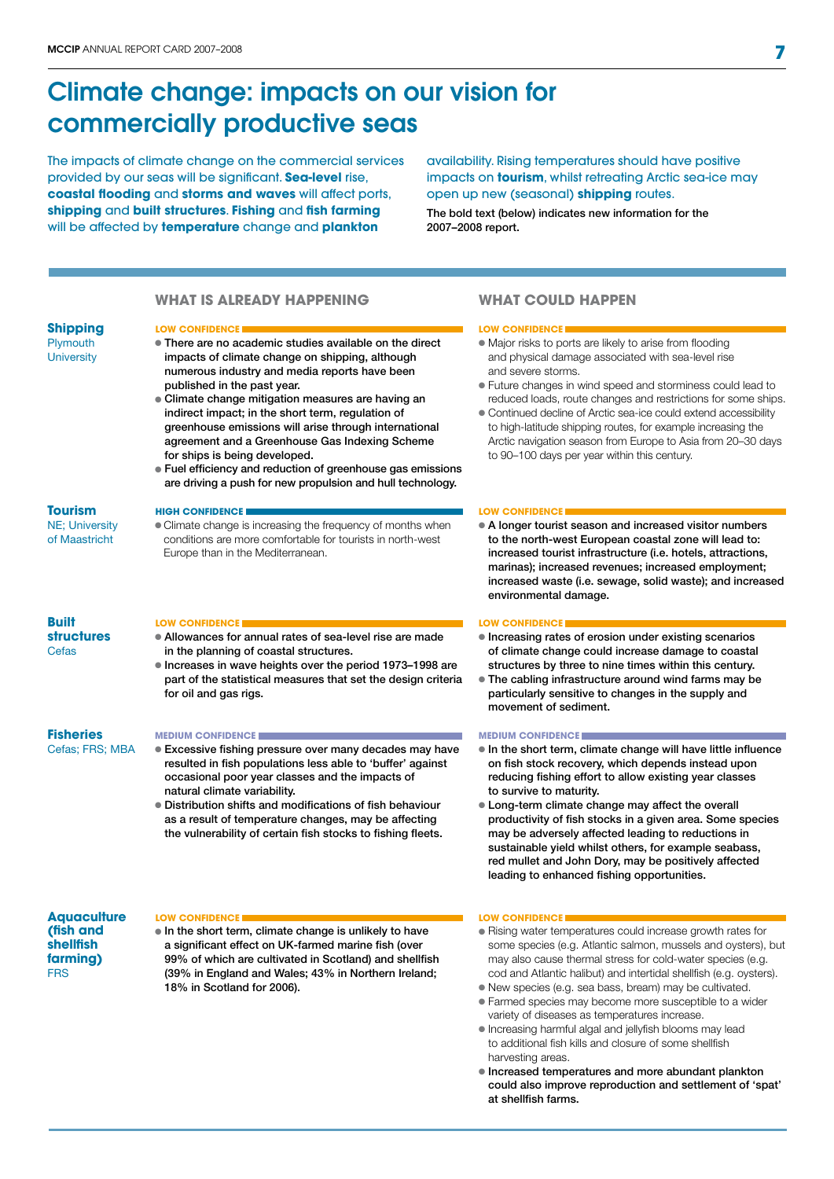# Climate change: impacts on our vision for commercially productive seas

The impacts of climate change on the commercial services provided by our seas will be significant. **Sea-level** rise, **coastal flooding** and **storms and waves** will affect ports, **shipping** and **built structures**. **Fishing** and **fish farming** will be affected by **temperature** change and **plankton** availability. Rising temperatures should have positive impacts on **tourism**, whilst retreating Arctic sea-ice may open up new (seasonal) **shipping** routes.

The bold text (below) indicates new information for the 2007–2008 report.

| | WHAT IS ALREADY HAPPENING | WHAT COULD HAPPEN |
|---|---|---|
| **Shipping** Plymouth University | LOW CONFIDENCE<br>• **There are no academic studies available on the direct impacts of climate change on shipping, although numerous industry and media reports have been published in the past year.**<br>• **Climate change mitigation measures are having an indirect impact; in the short term, regulation of greenhouse emissions will arise through international agreement and a Greenhouse Gas Indexing Scheme for ships is being developed.**<br>• **Fuel efficiency and reduction of greenhouse gas emissions are driving a push for new propulsion and hull technology.** | LOW CONFIDENCE<br>• Major risks to ports are likely to arise from flooding and physical damage associated with sea-level rise and severe storms.<br>• Future changes in wind speed and storminess could lead to reduced loads, route changes and restrictions for some ships.<br>• Continued decline of Arctic sea-ice could extend accessibility to high-latitude shipping routes, for example increasing the Arctic navigation season from Europe to Asia from 20–30 days to 90–100 days per year within this century. |
| **Tourism** NE; University of Maastricht | HIGH CONFIDENCE<br>• Climate change is increasing the frequency of months when conditions are more comfortable for tourists in north-west Europe than in the Mediterranean. | LOW CONFIDENCE<br>• **A longer tourist season and increased visitor numbers to the north-west European coastal zone will lead to: increased tourist infrastructure (i.e. hotels, attractions, marinas); increased revenues; increased employment; increased waste (i.e. sewage, solid waste); and increased environmental damage.** |
| **Built structures** Cefas | LOW CONFIDENCE<br>• **Allowances for annual rates of sea-level rise are made in the planning of coastal structures.**<br>• **Increases in wave heights over the period 1973–1998 are part of the statistical measures that set the design criteria for oil and gas rigs.** | LOW CONFIDENCE<br>• **Increasing rates of erosion under existing scenarios of climate change could increase damage to coastal structures by three to nine times within this century.**<br>• **The cabling infrastructure around wind farms may be particularly sensitive to changes in the supply and movement of sediment.** |
| **Fisheries** Cefas; FRS; MBA | MEDIUM CONFIDENCE<br>• **Excessive fishing pressure over many decades may have resulted in fish populations less able to 'buffer' against occasional poor year classes and the impacts of natural climate variability.**<br>• **Distribution shifts and modifications of fish behaviour as a result of temperature changes, may be affecting the vulnerability of certain fish stocks to fishing fleets.** | MEDIUM CONFIDENCE<br>• **In the short term, climate change will have little influence on fish stock recovery, which depends instead upon reducing fishing effort to allow existing year classes to survive to maturity.**<br>• **Long-term climate change may affect the overall productivity of fish stocks in a given area. Some species may be adversely affected leading to reductions in sustainable yield whilst others, for example seabass, red mullet and John Dory, may be positively affected leading to enhanced fishing opportunities.** |
| **Aquaculture (fish and shellfish farming)** FRS | LOW CONFIDENCE<br>• **In the short term, climate change is unlikely to have a significant effect on UK-farmed marine fish (over 99% of which are cultivated in Scotland) and shellfish (39% in England and Wales; 43% in Northern Ireland; 18% in Scotland for 2006).** | LOW CONFIDENCE<br>• Rising water temperatures could increase growth rates for some species (e.g. Atlantic salmon, mussels and oysters), but may also cause thermal stress for cold-water species (e.g. cod and Atlantic halibut) and intertidal shellfish (e.g. oysters).<br>• New species (e.g. sea bass, bream) may be cultivated.<br>• Farmed species may become more susceptible to a wider variety of diseases as temperatures increase.<br>• Increasing harmful algal and jellyfish blooms may lead to additional fish kills and closure of some shellfish harvesting areas.<br>• **Increased temperatures and more abundant plankton could also improve reproduction and settlement of 'spat' at shellfish farms.** |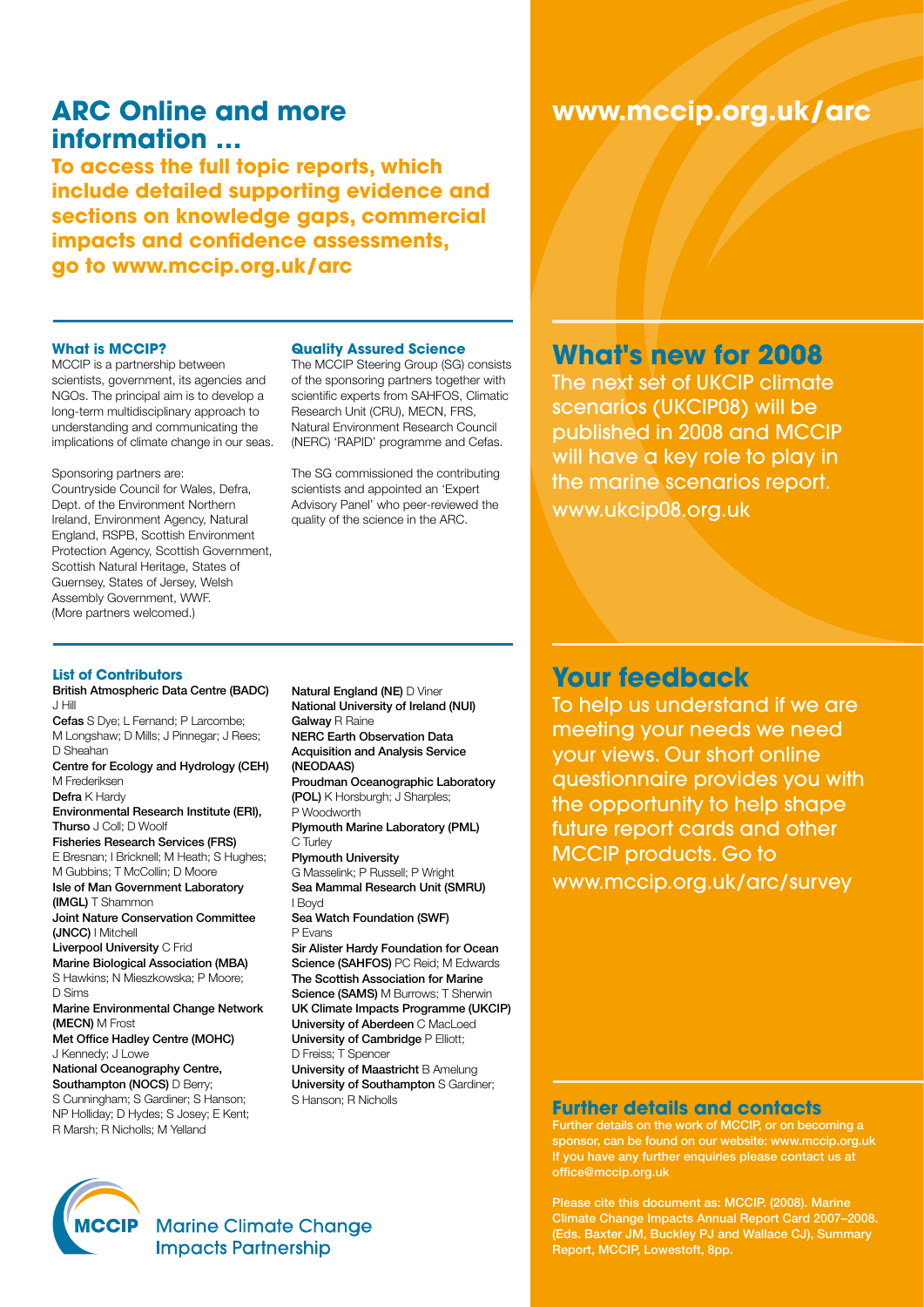## ARC Online and more information ...

**To access the full topic reports, which include detailed supporting evidence and sections on knowledge gaps, commercial impacts and confidence assessments, go to www.mccip.org.uk/arc**

### What is MCCIP?

MCCIP is a partnership between scientists, government, its agencies and NGOs. The principal aim is to develop a long-term multidisciplinary approach to understanding and communicating the implications of climate change in our seas.

Sponsoring partners are:
Countryside Council for Wales, Defra, Dept. of the Environment Northern Ireland, Environment Agency, Natural England, RSPB, Scottish Environment Protection Agency, Scottish Government, Scottish Natural Heritage, States of Guernsey, States of Jersey, Welsh Assembly Government, WWF.
(More partners welcomed.)

### Quality Assured Science

The MCCIP Steering Group (SG) consists of the sponsoring partners together with scientific experts from SAHFOS, Climatic Research Unit (CRU), MECN, FRS, Natural Environment Research Council (NERC) 'RAPID' programme and Cefas.

The SG commissioned the contributing scientists and appointed an 'Expert Advisory Panel' who peer-reviewed the quality of the science in the ARC.

### List of Contributors

**British Atmospheric Data Centre (BADC)** J Hill
**Cefas** S Dye; L Fernand; P Larcombe; M Longshaw; D Mills; J Pinnegar; J Rees; D Sheahan
**Centre for Ecology and Hydrology (CEH)** M Frederiksen
**Defra** K Hardy
**Environmental Research Institute (ERI), Thurso** J Coll; D Woolf
**Fisheries Research Services (FRS)** E Bresnan; I Bricknell; M Heath; S Hughes; M Gubbins; T McCollin; D Moore
**Isle of Man Government Laboratory (IMGL)** T Shammon
**Joint Nature Conservation Committee (JNCC)** I Mitchell
**Liverpool University** C Frid
**Marine Biological Association (MBA)** S Hawkins; N Mieszkowska; P Moore; D Sims
**Marine Environmental Change Network (MECN)** M Frost
**Met Office Hadley Centre (MOHC)** J Kennedy; J Lowe
**National Oceanography Centre, Southampton (NOCS)** D Berry; S Cunningham; S Gardiner; S Hanson; NP Holliday; D Hydes; S Josey; E Kent; R Marsh; R Nicholls; M Yelland
**Natural England (NE)** D Viner
**National University of Ireland (NUI) Galway** R Raine
**NERC Earth Observation Data Acquisition and Analysis Service (NEODAAS)**
**Proudman Oceanographic Laboratory (POL)** K Horsburgh; J Sharples; P Woodworth
**Plymouth Marine Laboratory (PML)** C Turley
**Plymouth University** G Masselink; P Russell; P Wright
**Sea Mammal Research Unit (SMRU)** I Boyd
**Sea Watch Foundation (SWF)** P Evans
**Sir Alister Hardy Foundation for Ocean Science (SAHFOS)** PC Reid; M Edwards
**The Scottish Association for Marine Science (SAMS)** M Burrows; T Sherwin
**UK Climate Impacts Programme (UKCIP)**
**University of Aberdeen** C MacLoed
**University of Cambridge** P Elliott; D Freiss; T Spencer
**University of Maastricht** B Amelung
**University of Southampton** S Gardiner; S Hanson; R Nicholls

MCCIP Marine Climate Change Impacts Partnership

## www.mccip.org.uk/arc

## What's new for 2008

The next set of UKCIP climate scenarios (UKCIP08) will be published in 2008 and MCCIP will have a key role to play in the marine scenarios report.
www.ukcip08.org.uk

## Your feedback

To help us understand if we are meeting your needs we need your views. Our short online questionnaire provides you with the opportunity to help shape future report cards and other MCCIP products. Go to www.mccip.org.uk/arc/survey

### Further details and contacts

Further details on the work of MCCIP, or on becoming a sponsor, can be found on our website: www.mccip.org.uk
If you have any further enquiries please contact us at office@mccip.org.uk

Please cite this document as: MCCIP. (2008). Marine Climate Change Impacts Annual Report Card 2007–2008. (Eds. Baxter JM, Buckley PJ and Wallace CJ), Summary Report, MCCIP, Lowestoft, 8pp.